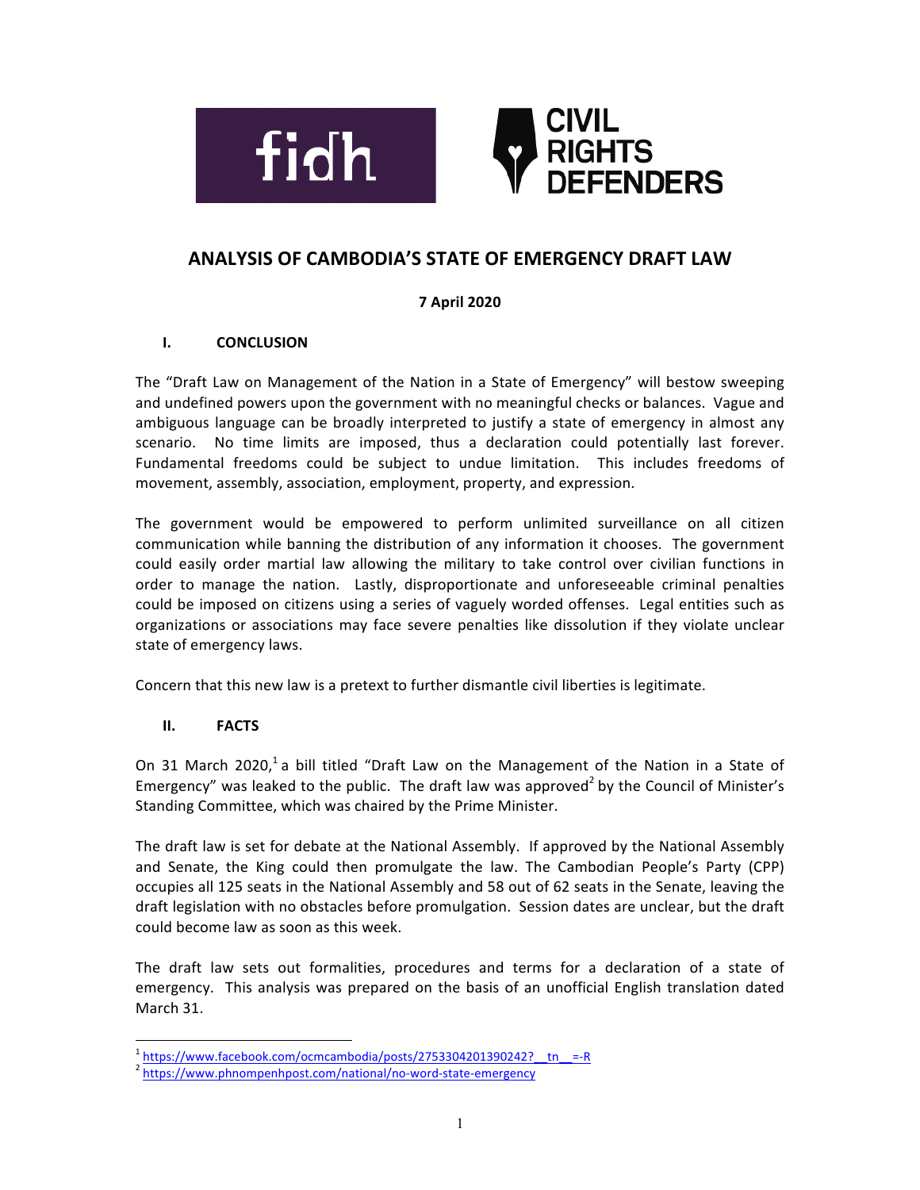fidh

CIVIL RIGHTS DEFENDERS

# ANALYSIS OF CAMBODIA'S STATE OF EMERGENCY DRAFT LAW

**7 April 2020**

## I. CONCLUSION

The "Draft Law on Management of the Nation in a State of Emergency" will bestow sweeping and undefined powers upon the government with no meaningful checks or balances. Vague and ambiguous language can be broadly interpreted to justify a state of emergency in almost any scenario. No time limits are imposed, thus a declaration could potentially last forever. Fundamental freedoms could be subject to undue limitation. This includes freedoms of movement, assembly, association, employment, property, and expression.

The government would be empowered to perform unlimited surveillance on all citizen communication while banning the distribution of any information it chooses. The government could easily order martial law allowing the military to take control over civilian functions in order to manage the nation. Lastly, disproportionate and unforeseeable criminal penalties could be imposed on citizens using a series of vaguely worded offenses. Legal entities such as organizations or associations may face severe penalties like dissolution if they violate unclear state of emergency laws.

Concern that this new law is a pretext to further dismantle civil liberties is legitimate.

## II. FACTS

On 31 March 2020,[1] a bill titled "Draft Law on the Management of the Nation in a State of Emergency" was leaked to the public. The draft law was approved[2] by the Council of Minister's Standing Committee, which was chaired by the Prime Minister.

The draft law is set for debate at the National Assembly. If approved by the National Assembly and Senate, the King could then promulgate the law. The Cambodian People's Party (CPP) occupies all 125 seats in the National Assembly and 58 out of 62 seats in the Senate, leaving the draft legislation with no obstacles before promulgation. Session dates are unclear, but the draft could become law as soon as this week.

The draft law sets out formalities, procedures and terms for a declaration of a state of emergency. This analysis was prepared on the basis of an unofficial English translation dated March 31.

[1] https://www.facebook.com/ocmcambodia/posts/2753304201390242?__tn__=-R

[2] https://www.phnompenhpost.com/national/no-word-state-emergency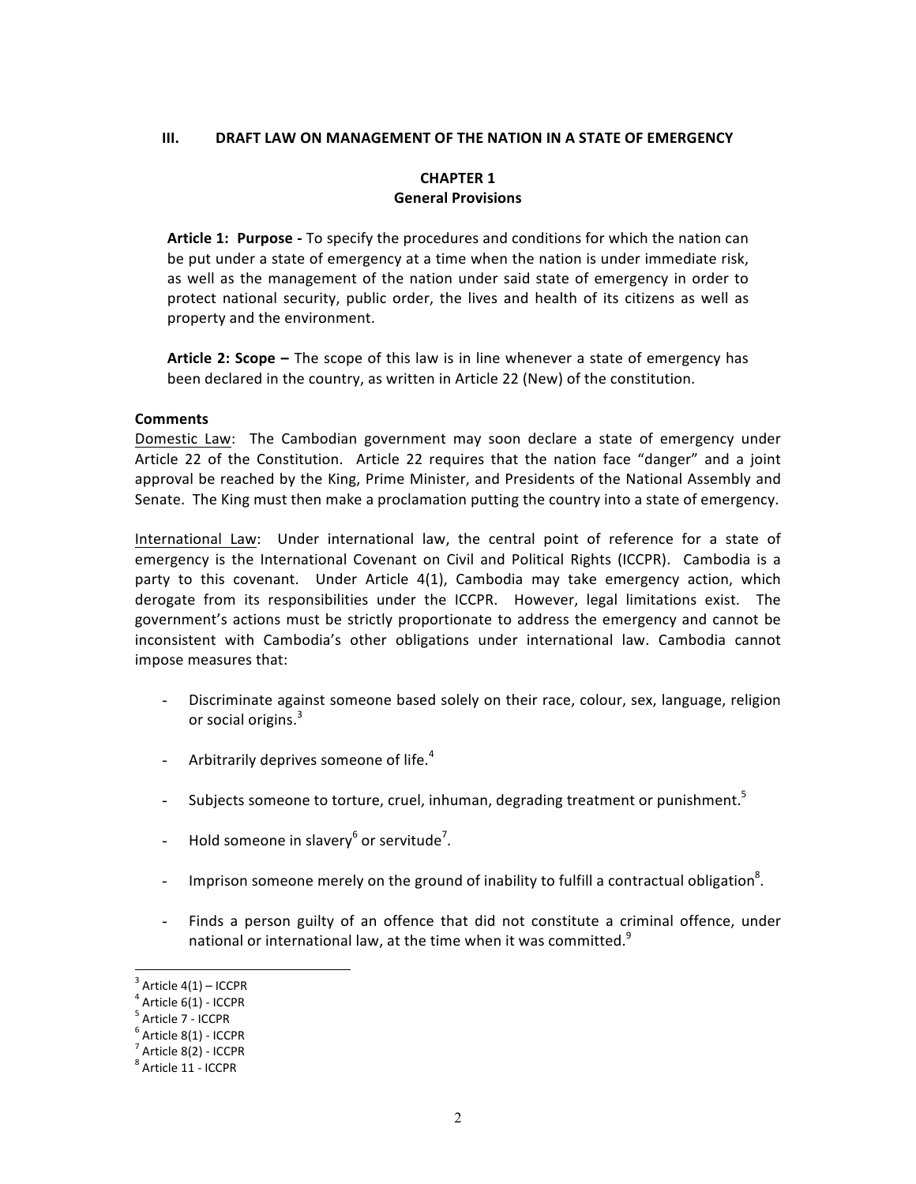## III. DRAFT LAW ON MANAGEMENT OF THE NATION IN A STATE OF EMERGENCY

### CHAPTER 1
### General Provisions

**Article 1: Purpose -** To specify the procedures and conditions for which the nation can be put under a state of emergency at a time when the nation is under immediate risk, as well as the management of the nation under said state of emergency in order to protect national security, public order, the lives and health of its citizens as well as property and the environment.

**Article 2: Scope –** The scope of this law is in line whenever a state of emergency has been declared in the country, as written in Article 22 (New) of the constitution.

**Comments**

Domestic Law: The Cambodian government may soon declare a state of emergency under Article 22 of the Constitution. Article 22 requires that the nation face "danger" and a joint approval be reached by the King, Prime Minister, and Presidents of the National Assembly and Senate. The King must then make a proclamation putting the country into a state of emergency.

International Law: Under international law, the central point of reference for a state of emergency is the International Covenant on Civil and Political Rights (ICCPR). Cambodia is a party to this covenant. Under Article 4(1), Cambodia may take emergency action, which derogate from its responsibilities under the ICCPR. However, legal limitations exist. The government's actions must be strictly proportionate to address the emergency and cannot be inconsistent with Cambodia's other obligations under international law. Cambodia cannot impose measures that:

- Discriminate against someone based solely on their race, colour, sex, language, religion or social origins.[3]
- Arbitrarily deprives someone of life.[4]
- Subjects someone to torture, cruel, inhuman, degrading treatment or punishment.[5]
- Hold someone in slavery[6] or servitude[7].
- Imprison someone merely on the ground of inability to fulfill a contractual obligation[8].
- Finds a person guilty of an offence that did not constitute a criminal offence, under national or international law, at the time when it was committed.[9]

---

[3] Article 4(1) – ICCPR
[4] Article 6(1) - ICCPR
[5] Article 7 - ICCPR
[6] Article 8(1) - ICCPR
[7] Article 8(2) - ICCPR
[8] Article 11 - ICCPR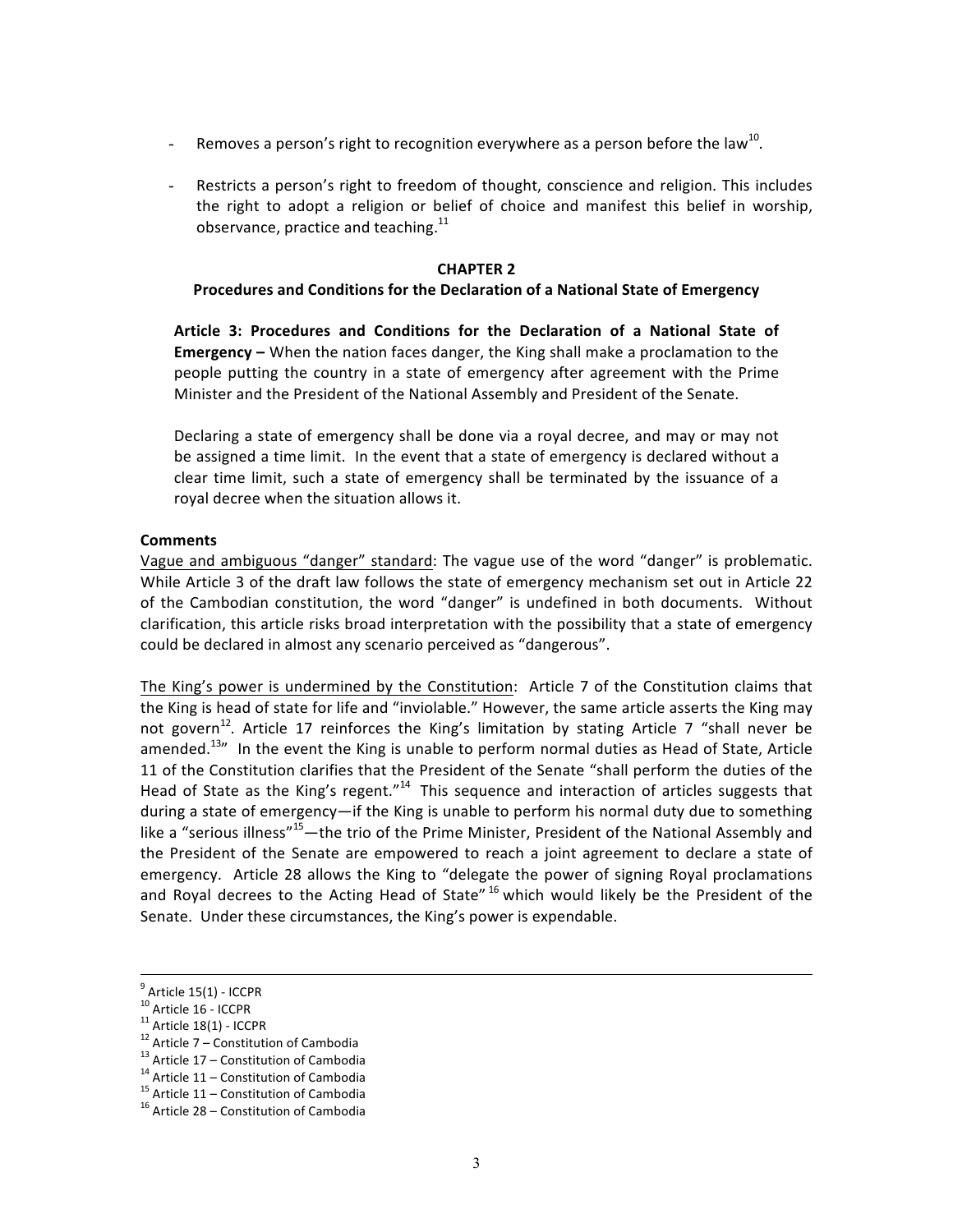- Removes a person's right to recognition everywhere as a person before the law[10].

- Restricts a person's right to freedom of thought, conscience and religion. This includes the right to adopt a religion or belief of choice and manifest this belief in worship, observance, practice and teaching.[11]

## CHAPTER 2
### Procedures and Conditions for the Declaration of a National State of Emergency

**Article 3: Procedures and Conditions for the Declaration of a National State of Emergency –** When the nation faces danger, the King shall make a proclamation to the people putting the country in a state of emergency after agreement with the Prime Minister and the President of the National Assembly and President of the Senate.

Declaring a state of emergency shall be done via a royal decree, and may or may not be assigned a time limit. In the event that a state of emergency is declared without a clear time limit, such a state of emergency shall be terminated by the issuance of a royal decree when the situation allows it.

**Comments**

Vague and ambiguous "danger" standard: The vague use of the word "danger" is problematic. While Article 3 of the draft law follows the state of emergency mechanism set out in Article 22 of the Cambodian constitution, the word "danger" is undefined in both documents. Without clarification, this article risks broad interpretation with the possibility that a state of emergency could be declared in almost any scenario perceived as "dangerous".

The King's power is undermined by the Constitution: Article 7 of the Constitution claims that the King is head of state for life and "inviolable." However, the same article asserts the King may not govern[12]. Article 17 reinforces the King's limitation by stating Article 7 "shall never be amended.[13]" In the event the King is unable to perform normal duties as Head of State, Article 11 of the Constitution clarifies that the President of the Senate "shall perform the duties of the Head of State as the King's regent."[14] This sequence and interaction of articles suggests that during a state of emergency—if the King is unable to perform his normal duty due to something like a "serious illness"[15]—the trio of the Prime Minister, President of the National Assembly and the President of the Senate are empowered to reach a joint agreement to declare a state of emergency. Article 28 allows the King to "delegate the power of signing Royal proclamations and Royal decrees to the Acting Head of State"[16] which would likely be the President of the Senate. Under these circumstances, the King's power is expendable.

---

[9] Article 15(1) - ICCPR
[10] Article 16 - ICCPR
[11] Article 18(1) - ICCPR
[12] Article 7 – Constitution of Cambodia
[13] Article 17 – Constitution of Cambodia
[14] Article 11 – Constitution of Cambodia
[15] Article 11 – Constitution of Cambodia
[16] Article 28 – Constitution of Cambodia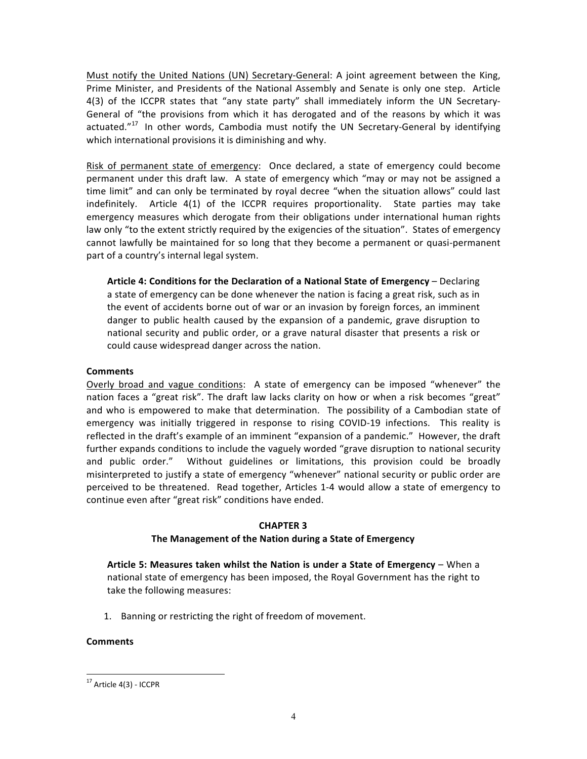Must notify the United Nations (UN) Secretary-General: A joint agreement between the King, Prime Minister, and Presidents of the National Assembly and Senate is only one step. Article 4(3) of the ICCPR states that "any state party" shall immediately inform the UN Secretary-General of "the provisions from which it has derogated and of the reasons by which it was actuated."[17] In other words, Cambodia must notify the UN Secretary-General by identifying which international provisions it is diminishing and why.

Risk of permanent state of emergency: Once declared, a state of emergency could become permanent under this draft law. A state of emergency which "may or may not be assigned a time limit" and can only be terminated by royal decree "when the situation allows" could last indefinitely. Article 4(1) of the ICCPR requires proportionality. State parties may take emergency measures which derogate from their obligations under international human rights law only "to the extent strictly required by the exigencies of the situation". States of emergency cannot lawfully be maintained for so long that they become a permanent or quasi-permanent part of a country's internal legal system.

> **Article 4: Conditions for the Declaration of a National State of Emergency** – Declaring a state of emergency can be done whenever the nation is facing a great risk, such as in the event of accidents borne out of war or an invasion by foreign forces, an imminent danger to public health caused by the expansion of a pandemic, grave disruption to national security and public order, or a grave natural disaster that presents a risk or could cause widespread danger across the nation.

**Comments**

Overly broad and vague conditions: A state of emergency can be imposed "whenever" the nation faces a "great risk". The draft law lacks clarity on how or when a risk becomes "great" and who is empowered to make that determination. The possibility of a Cambodian state of emergency was initially triggered in response to rising COVID-19 infections. This reality is reflected in the draft's example of an imminent "expansion of a pandemic." However, the draft further expands conditions to include the vaguely worded "grave disruption to national security and public order." Without guidelines or limitations, this provision could be broadly misinterpreted to justify a state of emergency "whenever" national security or public order are perceived to be threatened. Read together, Articles 1-4 would allow a state of emergency to continue even after "great risk" conditions have ended.

## CHAPTER 3
## The Management of the Nation during a State of Emergency

> **Article 5: Measures taken whilst the Nation is under a State of Emergency** – When a national state of emergency has been imposed, the Royal Government has the right to take the following measures:
>
> 1. Banning or restricting the right of freedom of movement.

**Comments**

[17] Article 4(3) - ICCPR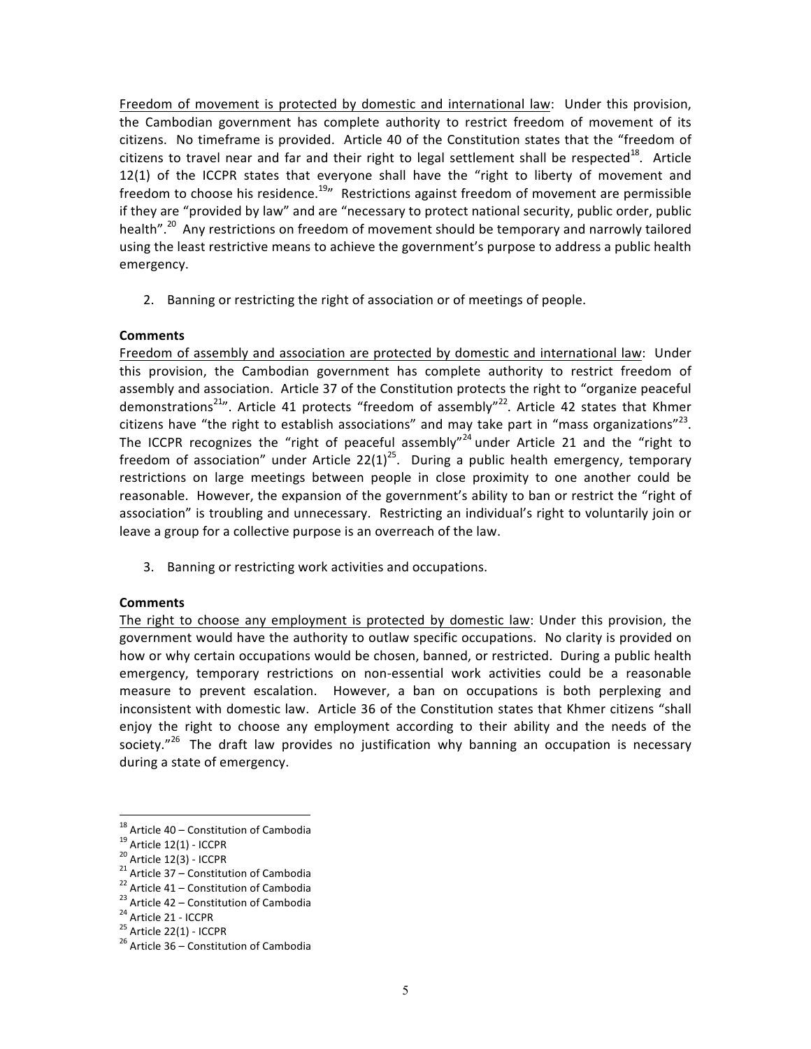Freedom of movement is protected by domestic and international law: Under this provision, the Cambodian government has complete authority to restrict freedom of movement of its citizens. No timeframe is provided. Article 40 of the Constitution states that the "freedom of citizens to travel near and far and their right to legal settlement shall be respected[18]. Article 12(1) of the ICCPR states that everyone shall have the "right to liberty of movement and freedom to choose his residence.[19]" Restrictions against freedom of movement are permissible if they are "provided by law" and are "necessary to protect national security, public order, public health".[20] Any restrictions on freedom of movement should be temporary and narrowly tailored using the least restrictive means to achieve the government's purpose to address a public health emergency.

2. Banning or restricting the right of association or of meetings of people.

**Comments**

Freedom of assembly and association are protected by domestic and international law: Under this provision, the Cambodian government has complete authority to restrict freedom of assembly and association. Article 37 of the Constitution protects the right to "organize peaceful demonstrations[21]". Article 41 protects "freedom of assembly"[22]. Article 42 states that Khmer citizens have "the right to establish associations" and may take part in "mass organizations"[23]. The ICCPR recognizes the "right of peaceful assembly"[24] under Article 21 and the "right to freedom of association" under Article 22(1)[25]. During a public health emergency, temporary restrictions on large meetings between people in close proximity to one another could be reasonable. However, the expansion of the government's ability to ban or restrict the "right of association" is troubling and unnecessary. Restricting an individual's right to voluntarily join or leave a group for a collective purpose is an overreach of the law.

3. Banning or restricting work activities and occupations.

**Comments**

The right to choose any employment is protected by domestic law: Under this provision, the government would have the authority to outlaw specific occupations. No clarity is provided on how or why certain occupations would be chosen, banned, or restricted. During a public health emergency, temporary restrictions on non-essential work activities could be a reasonable measure to prevent escalation. However, a ban on occupations is both perplexing and inconsistent with domestic law. Article 36 of the Constitution states that Khmer citizens "shall enjoy the right to choose any employment according to their ability and the needs of the society."[26] The draft law provides no justification why banning an occupation is necessary during a state of emergency.

---

[18] Article 40 – Constitution of Cambodia
[19] Article 12(1) - ICCPR
[20] Article 12(3) - ICCPR
[21] Article 37 – Constitution of Cambodia
[22] Article 41 – Constitution of Cambodia
[23] Article 42 – Constitution of Cambodia
[24] Article 21 - ICCPR
[25] Article 22(1) - ICCPR
[26] Article 36 – Constitution of Cambodia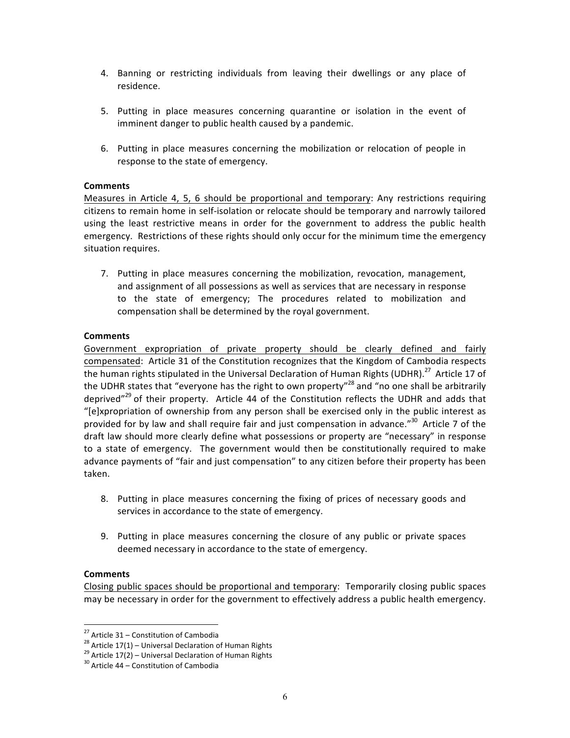4. Banning or restricting individuals from leaving their dwellings or any place of residence.

5. Putting in place measures concerning quarantine or isolation in the event of imminent danger to public health caused by a pandemic.

6. Putting in place measures concerning the mobilization or relocation of people in response to the state of emergency.

**Comments**

<u>Measures in Article 4, 5, 6 should be proportional and temporary</u>: Any restrictions requiring citizens to remain home in self-isolation or relocate should be temporary and narrowly tailored using the least restrictive means in order for the government to address the public health emergency. Restrictions of these rights should only occur for the minimum time the emergency situation requires.

7. Putting in place measures concerning the mobilization, revocation, management, and assignment of all possessions as well as services that are necessary in response to the state of emergency; The procedures related to mobilization and compensation shall be determined by the royal government.

**Comments**

<u>Government expropriation of private property should be clearly defined and fairly compensated</u>: Article 31 of the Constitution recognizes that the Kingdom of Cambodia respects the human rights stipulated in the Universal Declaration of Human Rights (UDHR).[27] Article 17 of the UDHR states that "everyone has the right to own property"[28] and "no one shall be arbitrarily deprived"[29] of their property. Article 44 of the Constitution reflects the UDHR and adds that "[e]xpropriation of ownership from any person shall be exercised only in the public interest as provided for by law and shall require fair and just compensation in advance."[30] Article 7 of the draft law should more clearly define what possessions or property are "necessary" in response to a state of emergency. The government would then be constitutionally required to make advance payments of "fair and just compensation" to any citizen before their property has been taken.

8. Putting in place measures concerning the fixing of prices of necessary goods and services in accordance to the state of emergency.

9. Putting in place measures concerning the closure of any public or private spaces deemed necessary in accordance to the state of emergency.

**Comments**

<u>Closing public spaces should be proportional and temporary</u>: Temporarily closing public spaces may be necessary in order for the government to effectively address a public health emergency.

---

[27] Article 31 – Constitution of Cambodia
[28] Article 17(1) – Universal Declaration of Human Rights
[29] Article 17(2) – Universal Declaration of Human Rights
[30] Article 44 – Constitution of Cambodia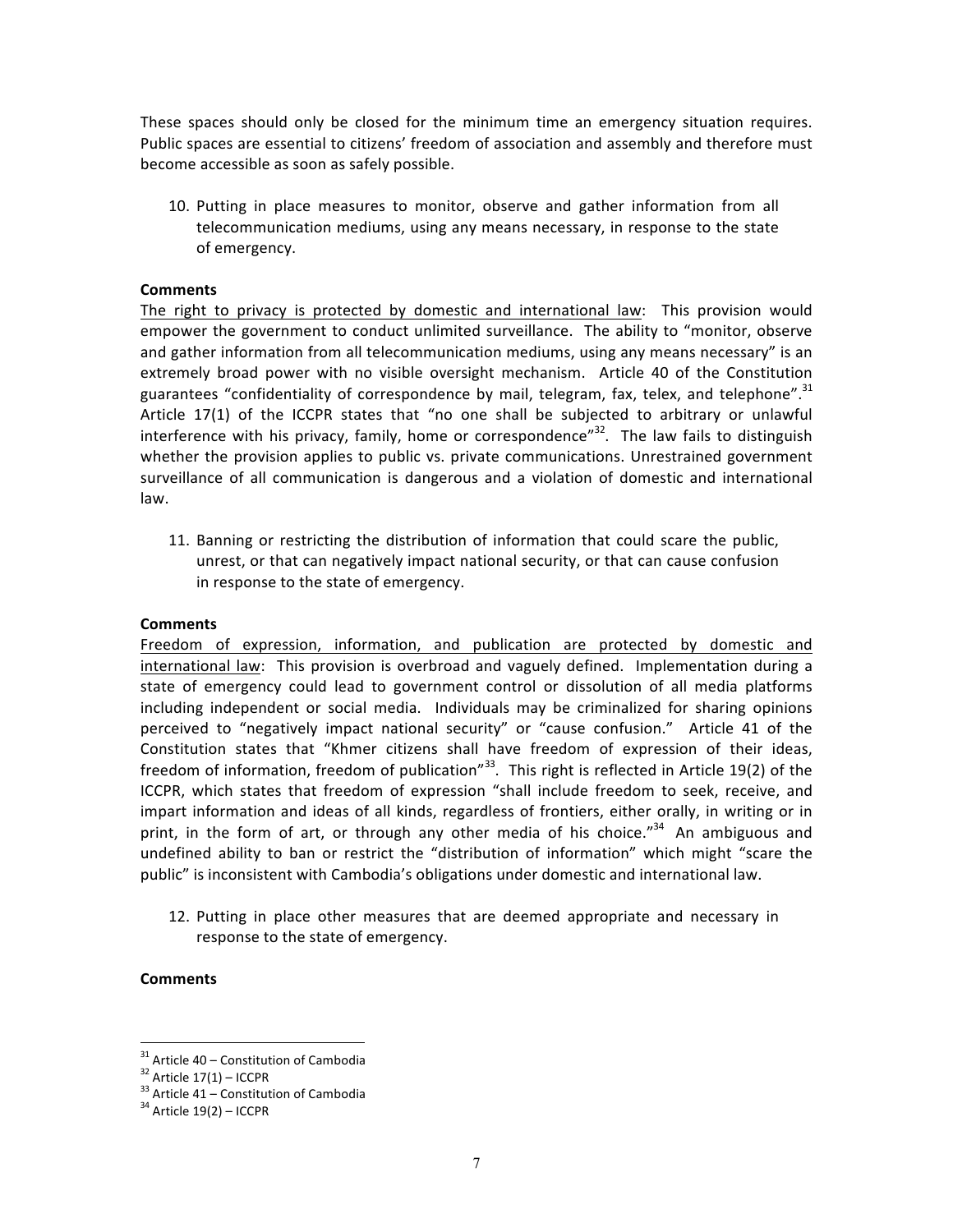These spaces should only be closed for the minimum time an emergency situation requires. Public spaces are essential to citizens' freedom of association and assembly and therefore must become accessible as soon as safely possible.

10. Putting in place measures to monitor, observe and gather information from all telecommunication mediums, using any means necessary, in response to the state of emergency.

**Comments**

The right to privacy is protected by domestic and international law: This provision would empower the government to conduct unlimited surveillance. The ability to "monitor, observe and gather information from all telecommunication mediums, using any means necessary" is an extremely broad power with no visible oversight mechanism. Article 40 of the Constitution guarantees "confidentiality of correspondence by mail, telegram, fax, telex, and telephone".[31] Article 17(1) of the ICCPR states that "no one shall be subjected to arbitrary or unlawful interference with his privacy, family, home or correspondence"[32]. The law fails to distinguish whether the provision applies to public vs. private communications. Unrestrained government surveillance of all communication is dangerous and a violation of domestic and international law.

11. Banning or restricting the distribution of information that could scare the public, unrest, or that can negatively impact national security, or that can cause confusion in response to the state of emergency.

**Comments**

Freedom of expression, information, and publication are protected by domestic and international law: This provision is overbroad and vaguely defined. Implementation during a state of emergency could lead to government control or dissolution of all media platforms including independent or social media. Individuals may be criminalized for sharing opinions perceived to "negatively impact national security" or "cause confusion." Article 41 of the Constitution states that "Khmer citizens shall have freedom of expression of their ideas, freedom of information, freedom of publication"[33]. This right is reflected in Article 19(2) of the ICCPR, which states that freedom of expression "shall include freedom to seek, receive, and impart information and ideas of all kinds, regardless of frontiers, either orally, in writing or in print, in the form of art, or through any other media of his choice."[34] An ambiguous and undefined ability to ban or restrict the "distribution of information" which might "scare the public" is inconsistent with Cambodia's obligations under domestic and international law.

12. Putting in place other measures that are deemed appropriate and necessary in response to the state of emergency.

**Comments**

---

[31] Article 40 – Constitution of Cambodia

[32] Article 17(1) – ICCPR

[33] Article 41 – Constitution of Cambodia

[34] Article 19(2) – ICCPR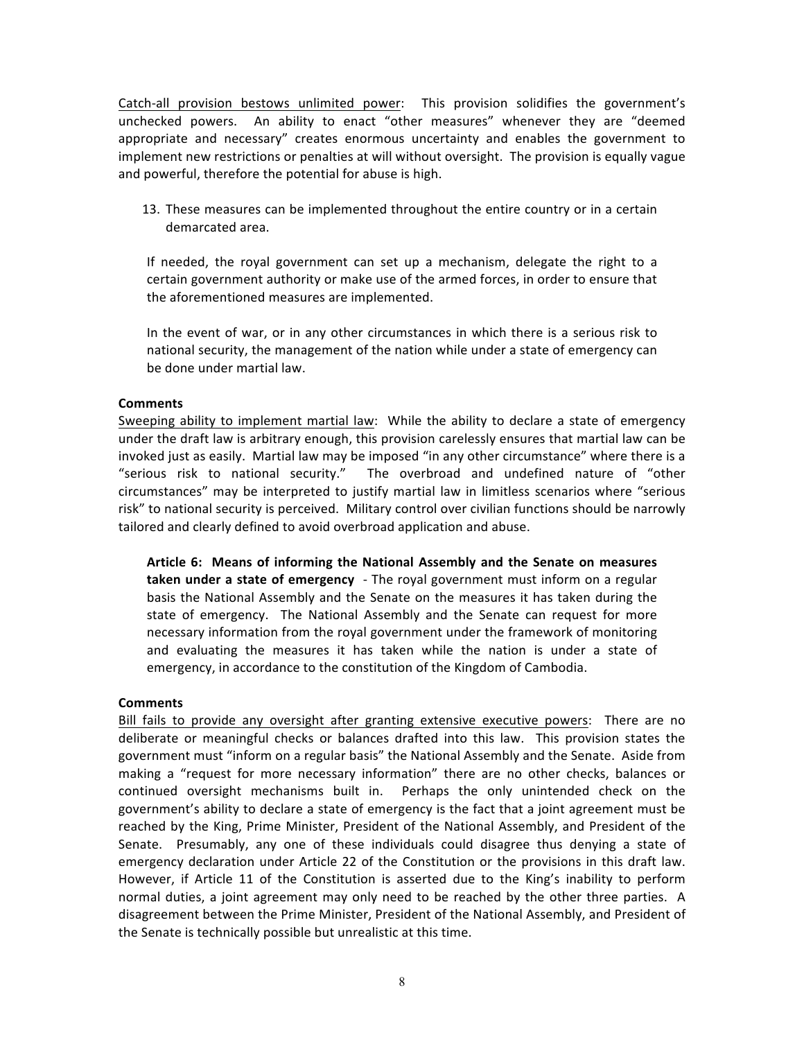Catch-all provision bestows unlimited power: This provision solidifies the government's unchecked powers. An ability to enact "other measures" whenever they are "deemed appropriate and necessary" creates enormous uncertainty and enables the government to implement new restrictions or penalties at will without oversight. The provision is equally vague and powerful, therefore the potential for abuse is high.

13. These measures can be implemented throughout the entire country or in a certain demarcated area.

    If needed, the royal government can set up a mechanism, delegate the right to a certain government authority or make use of the armed forces, in order to ensure that the aforementioned measures are implemented.

    In the event of war, or in any other circumstances in which there is a serious risk to national security, the management of the nation while under a state of emergency can be done under martial law.

**Comments**

Sweeping ability to implement martial law: While the ability to declare a state of emergency under the draft law is arbitrary enough, this provision carelessly ensures that martial law can be invoked just as easily. Martial law may be imposed "in any other circumstance" where there is a "serious risk to national security." The overbroad and undefined nature of "other circumstances" may be interpreted to justify martial law in limitless scenarios where "serious risk" to national security is perceived. Military control over civilian functions should be narrowly tailored and clearly defined to avoid overbroad application and abuse.

> **Article 6: Means of informing the National Assembly and the Senate on measures taken under a state of emergency** - The royal government must inform on a regular basis the National Assembly and the Senate on the measures it has taken during the state of emergency. The National Assembly and the Senate can request for more necessary information from the royal government under the framework of monitoring and evaluating the measures it has taken while the nation is under a state of emergency, in accordance to the constitution of the Kingdom of Cambodia.

**Comments**

Bill fails to provide any oversight after granting extensive executive powers: There are no deliberate or meaningful checks or balances drafted into this law. This provision states the government must "inform on a regular basis" the National Assembly and the Senate. Aside from making a "request for more necessary information" there are no other checks, balances or continued oversight mechanisms built in. Perhaps the only unintended check on the government's ability to declare a state of emergency is the fact that a joint agreement must be reached by the King, Prime Minister, President of the National Assembly, and President of the Senate. Presumably, any one of these individuals could disagree thus denying a state of emergency declaration under Article 22 of the Constitution or the provisions in this draft law. However, if Article 11 of the Constitution is asserted due to the King's inability to perform normal duties, a joint agreement may only need to be reached by the other three parties. A disagreement between the Prime Minister, President of the National Assembly, and President of the Senate is technically possible but unrealistic at this time.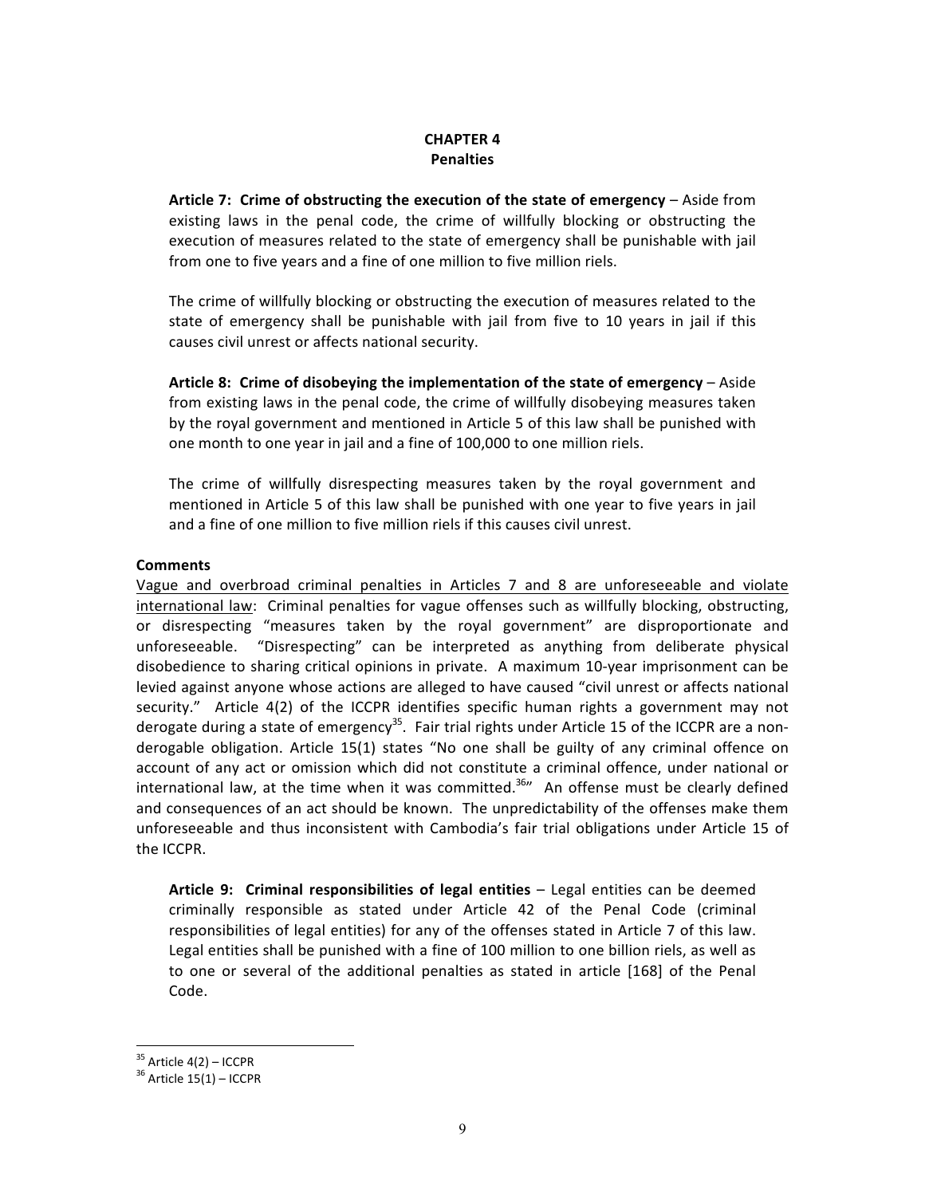# CHAPTER 4
## Penalties

**Article 7: Crime of obstructing the execution of the state of emergency** – Aside from existing laws in the penal code, the crime of willfully blocking or obstructing the execution of measures related to the state of emergency shall be punishable with jail from one to five years and a fine of one million to five million riels.

The crime of willfully blocking or obstructing the execution of measures related to the state of emergency shall be punishable with jail from five to 10 years in jail if this causes civil unrest or affects national security.

**Article 8: Crime of disobeying the implementation of the state of emergency** – Aside from existing laws in the penal code, the crime of willfully disobeying measures taken by the royal government and mentioned in Article 5 of this law shall be punished with one month to one year in jail and a fine of 100,000 to one million riels.

The crime of willfully disrespecting measures taken by the royal government and mentioned in Article 5 of this law shall be punished with one year to five years in jail and a fine of one million to five million riels if this causes civil unrest.

**Comments**

Vague and overbroad criminal penalties in Articles 7 and 8 are unforeseeable and violate international law: Criminal penalties for vague offenses such as willfully blocking, obstructing, or disrespecting "measures taken by the royal government" are disproportionate and unforeseeable. "Disrespecting" can be interpreted as anything from deliberate physical disobedience to sharing critical opinions in private. A maximum 10-year imprisonment can be levied against anyone whose actions are alleged to have caused "civil unrest or affects national security." Article 4(2) of the ICCPR identifies specific human rights a government may not derogate during a state of emergency[35]. Fair trial rights under Article 15 of the ICCPR are a non-derogable obligation. Article 15(1) states "No one shall be guilty of any criminal offence on account of any act or omission which did not constitute a criminal offence, under national or international law, at the time when it was committed.[36]" An offense must be clearly defined and consequences of an act should be known. The unpredictability of the offenses make them unforeseeable and thus inconsistent with Cambodia's fair trial obligations under Article 15 of the ICCPR.

**Article 9: Criminal responsibilities of legal entities** – Legal entities can be deemed criminally responsible as stated under Article 42 of the Penal Code (criminal responsibilities of legal entities) for any of the offenses stated in Article 7 of this law. Legal entities shall be punished with a fine of 100 million to one billion riels, as well as to one or several of the additional penalties as stated in article [168] of the Penal Code.

---

[35] Article 4(2) – ICCPR

[36] Article 15(1) – ICCPR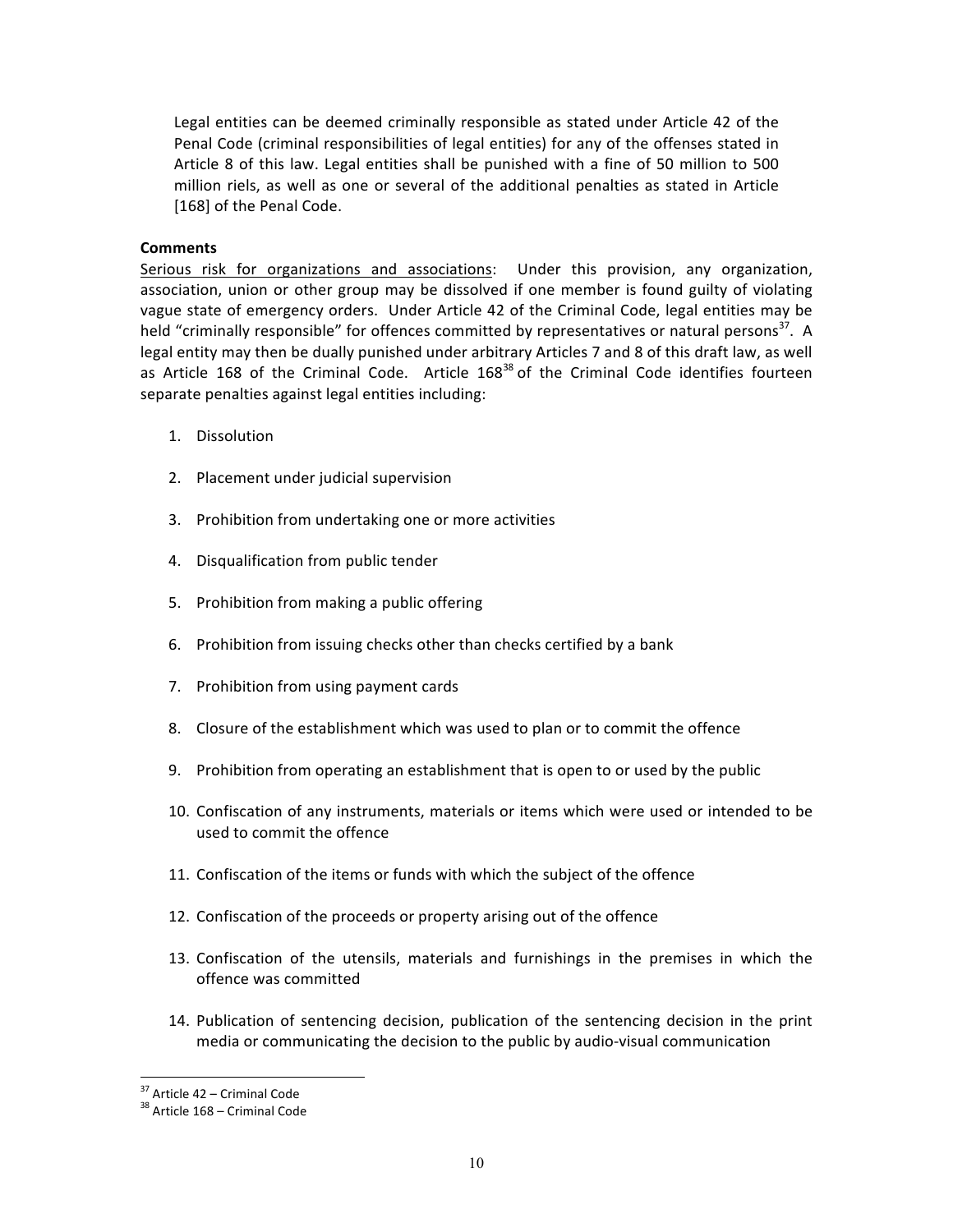> Legal entities can be deemed criminally responsible as stated under Article 42 of the Penal Code (criminal responsibilities of legal entities) for any of the offenses stated in Article 8 of this law. Legal entities shall be punished with a fine of 50 million to 500 million riels, as well as one or several of the additional penalties as stated in Article [168] of the Penal Code.

**Comments**

Serious risk for organizations and associations: Under this provision, any organization, association, union or other group may be dissolved if one member is found guilty of violating vague state of emergency orders. Under Article 42 of the Criminal Code, legal entities may be held "criminally responsible" for offences committed by representatives or natural persons[37]. A legal entity may then be dually punished under arbitrary Articles 7 and 8 of this draft law, as well as Article 168 of the Criminal Code. Article 168[38] of the Criminal Code identifies fourteen separate penalties against legal entities including:

1. Dissolution
2. Placement under judicial supervision
3. Prohibition from undertaking one or more activities
4. Disqualification from public tender
5. Prohibition from making a public offering
6. Prohibition from issuing checks other than checks certified by a bank
7. Prohibition from using payment cards
8. Closure of the establishment which was used to plan or to commit the offence
9. Prohibition from operating an establishment that is open to or used by the public
10. Confiscation of any instruments, materials or items which were used or intended to be used to commit the offence
11. Confiscation of the items or funds with which the subject of the offence
12. Confiscation of the proceeds or property arising out of the offence
13. Confiscation of the utensils, materials and furnishings in the premises in which the offence was committed
14. Publication of sentencing decision, publication of the sentencing decision in the print media or communicating the decision to the public by audio-visual communication

---

[37] Article 42 – Criminal Code

[38] Article 168 – Criminal Code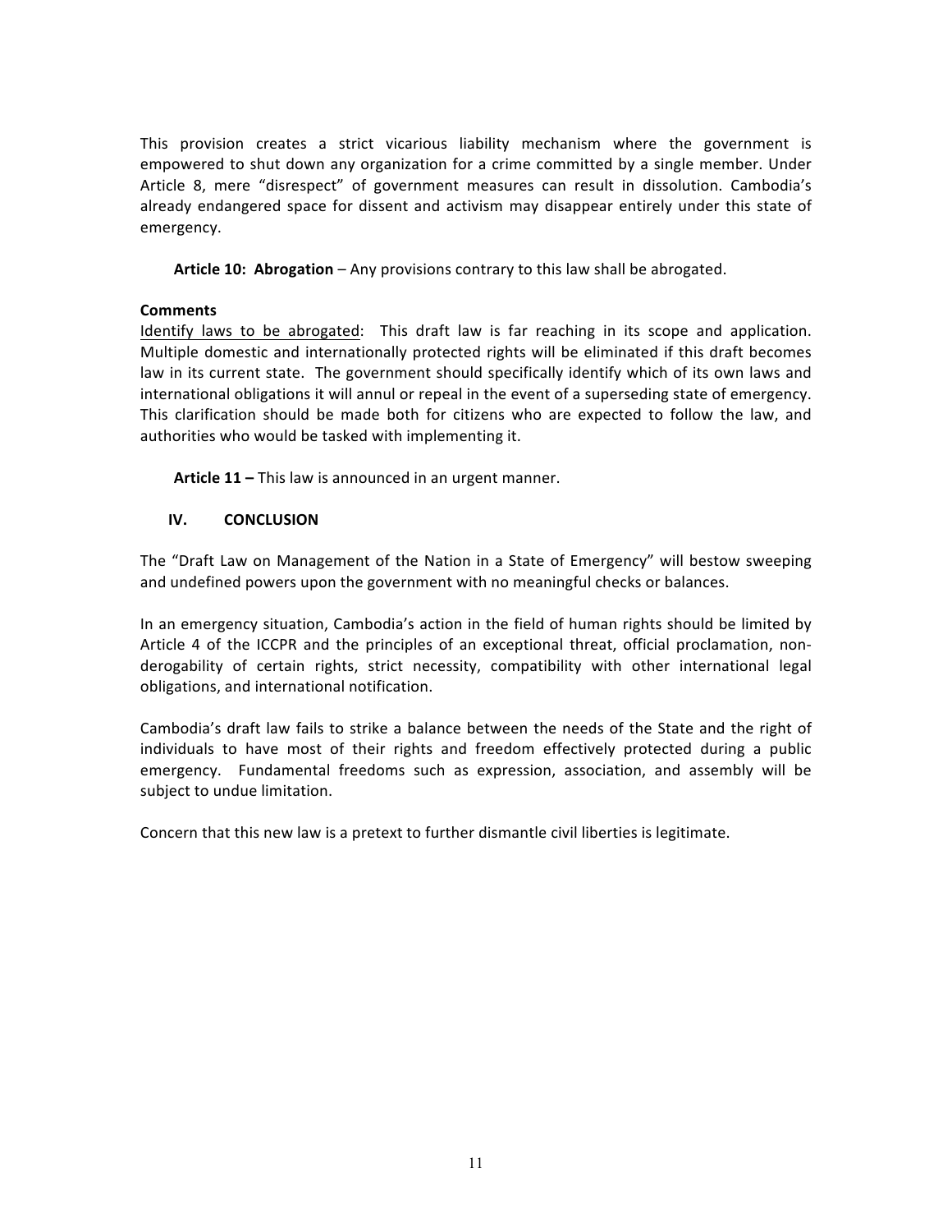This provision creates a strict vicarious liability mechanism where the government is empowered to shut down any organization for a crime committed by a single member. Under Article 8, mere "disrespect" of government measures can result in dissolution. Cambodia's already endangered space for dissent and activism may disappear entirely under this state of emergency.

**Article 10: Abrogation** – Any provisions contrary to this law shall be abrogated.

**Comments**

Identify laws to be abrogated: This draft law is far reaching in its scope and application. Multiple domestic and internationally protected rights will be eliminated if this draft becomes law in its current state. The government should specifically identify which of its own laws and international obligations it will annul or repeal in the event of a superseding state of emergency. This clarification should be made both for citizens who are expected to follow the law, and authorities who would be tasked with implementing it.

**Article 11 –** This law is announced in an urgent manner.

## IV. CONCLUSION

The "Draft Law on Management of the Nation in a State of Emergency" will bestow sweeping and undefined powers upon the government with no meaningful checks or balances.

In an emergency situation, Cambodia's action in the field of human rights should be limited by Article 4 of the ICCPR and the principles of an exceptional threat, official proclamation, non-derogability of certain rights, strict necessity, compatibility with other international legal obligations, and international notification.

Cambodia's draft law fails to strike a balance between the needs of the State and the right of individuals to have most of their rights and freedom effectively protected during a public emergency. Fundamental freedoms such as expression, association, and assembly will be subject to undue limitation.

Concern that this new law is a pretext to further dismantle civil liberties is legitimate.